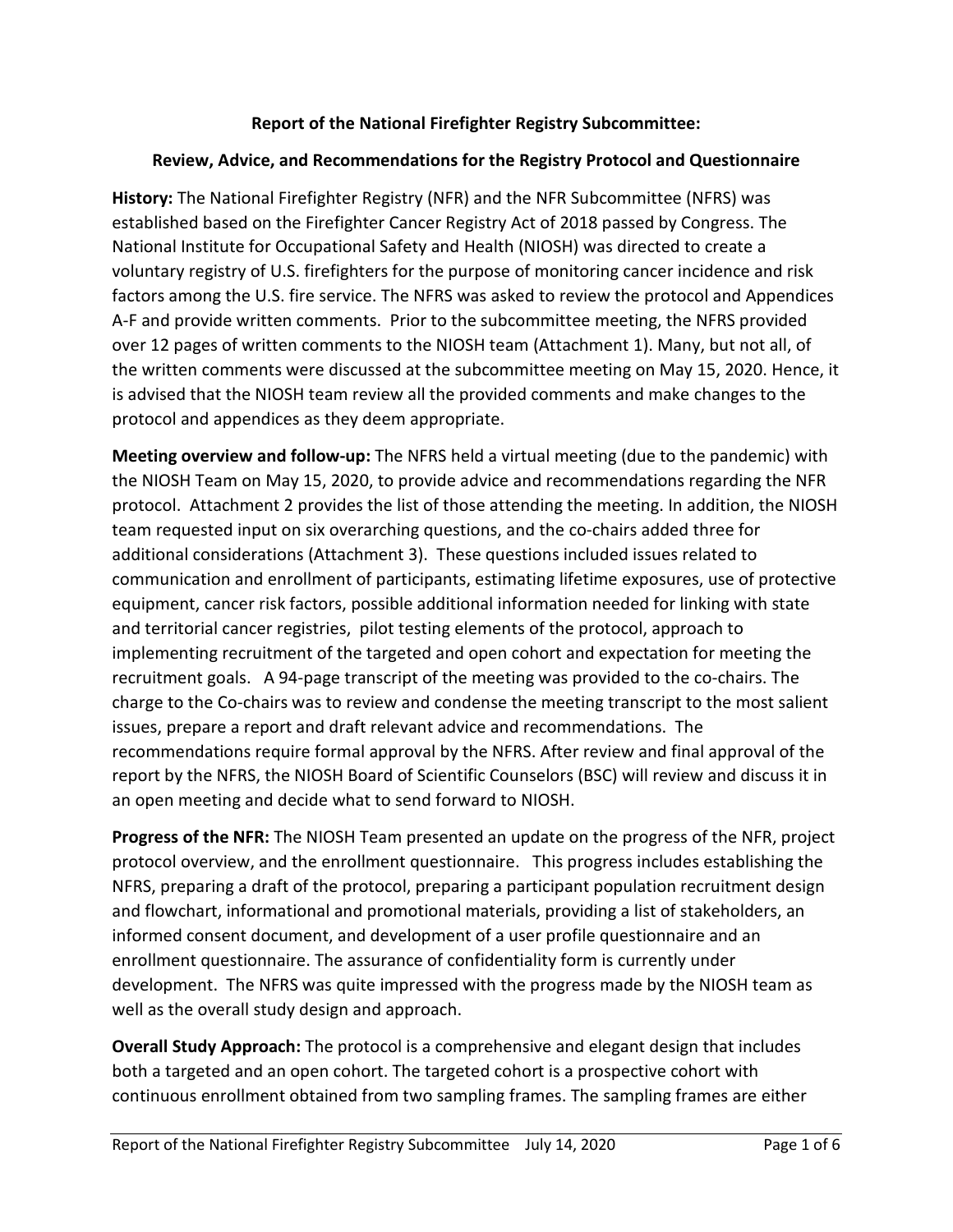**Report of the National Firefighter Registry Subcommittee:**

**Review, Advice, and Recommendations for the Registry Protocol and Questionnaire**

**History:** The National Firefighter Registry (NFR) and the NFR Subcommittee (NFRS) was established based on the Firefighter Cancer Registry Act of 2018 passed by Congress. The National Institute for Occupational Safety and Health (NIOSH) was directed to create a voluntary registry of U.S. firefighters for the purpose of monitoring cancer incidence and risk factors among the U.S. fire service. The NFRS was asked to review the protocol and Appendices A-F and provide written comments. Prior to the subcommittee meeting, the NFRS provided over 12 pages of written comments to the NIOSH team (Attachment 1). Many, but not all, of the written comments were discussed at the subcommittee meeting on May 15, 2020. Hence, it is advised that the NIOSH team review all the provided comments and make changes to the protocol and appendices as they deem appropriate.

**Meeting overview and follow-up:** The NFRS held a virtual meeting (due to the pandemic) with the NIOSH Team on May 15, 2020, to provide advice and recommendations regarding the NFR protocol. Attachment 2 provides the list of those attending the meeting. In addition, the NIOSH team requested input on six overarching questions, and the co-chairs added three for additional considerations (Attachment 3). These questions included issues related to communication and enrollment of participants, estimating lifetime exposures, use of protective equipment, cancer risk factors, possible additional information needed for linking with state and territorial cancer registries, pilot testing elements of the protocol, approach to implementing recruitment of the targeted and open cohort and expectation for meeting the recruitment goals. A 94-page transcript of the meeting was provided to the co-chairs. The charge to the Co-chairs was to review and condense the meeting transcript to the most salient issues, prepare a report and draft relevant advice and recommendations. The recommendations require formal approval by the NFRS. After review and final approval of the report by the NFRS, the NIOSH Board of Scientific Counselors (BSC) will review and discuss it in an open meeting and decide what to send forward to NIOSH.

**Progress of the NFR:** The NIOSH Team presented an update on the progress of the NFR, project protocol overview, and the enrollment questionnaire. This progress includes establishing the NFRS, preparing a draft of the protocol, preparing a participant population recruitment design and flowchart, informational and promotional materials, providing a list of stakeholders, an informed consent document, and development of a user profile questionnaire and an enrollment questionnaire. The assurance of confidentiality form is currently under development. The NFRS was quite impressed with the progress made by the NIOSH team as well as the overall study design and approach.

**Overall Study Approach:** The protocol is a comprehensive and elegant design that includes both a targeted and an open cohort. The targeted cohort is a prospective cohort with continuous enrollment obtained from two sampling frames. The sampling frames are either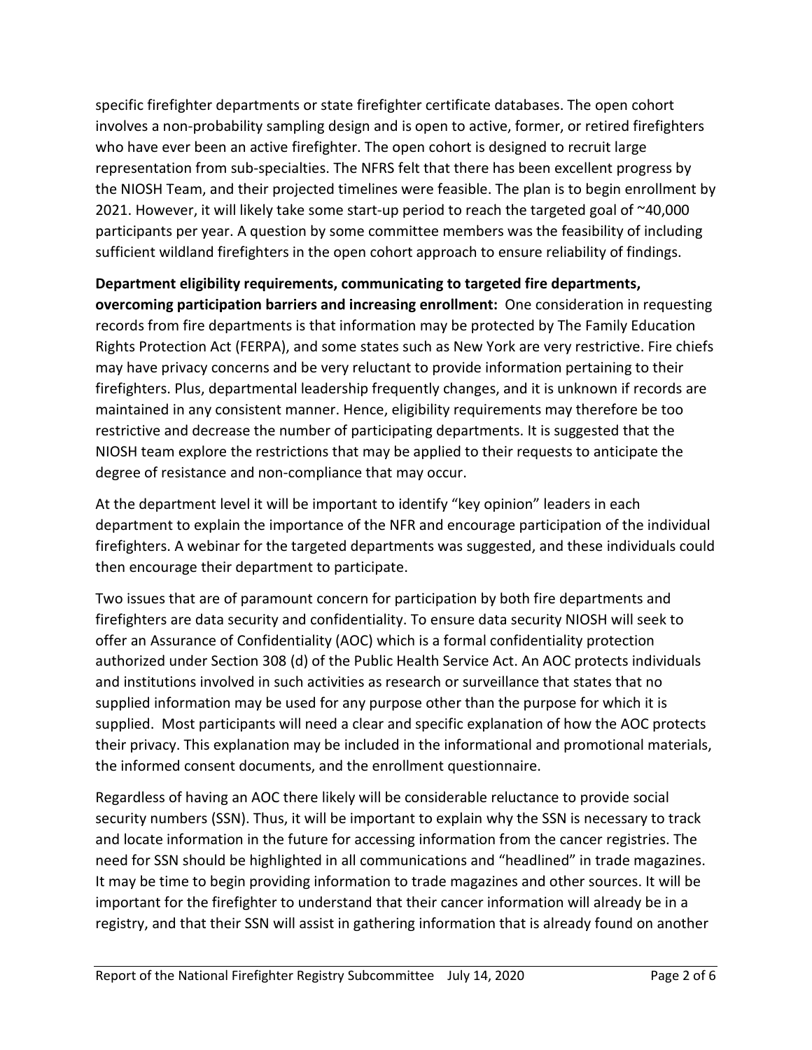specific firefighter departments or state firefighter certificate databases. The open cohort involves a non-probability sampling design and is open to active, former, or retired firefighters who have ever been an active firefighter. The open cohort is designed to recruit large representation from sub-specialties. The NFRS felt that there has been excellent progress by the NIOSH Team, and their projected timelines were feasible. The plan is to begin enrollment by 2021. However, it will likely take some start-up period to reach the targeted goal of ~40,000 participants per year. A question by some committee members was the feasibility of including sufficient wildland firefighters in the open cohort approach to ensure reliability of findings.

**Department eligibility requirements, communicating to targeted fire departments, overcoming participation barriers and increasing enrollment:** One consideration in requesting records from fire departments is that information may be protected by The Family Education Rights Protection Act (FERPA), and some states such as New York are very restrictive. Fire chiefs may have privacy concerns and be very reluctant to provide information pertaining to their firefighters. Plus, departmental leadership frequently changes, and it is unknown if records are maintained in any consistent manner. Hence, eligibility requirements may therefore be too restrictive and decrease the number of participating departments. It is suggested that the NIOSH team explore the restrictions that may be applied to their requests to anticipate the degree of resistance and non-compliance that may occur.

At the department level it will be important to identify "key opinion" leaders in each department to explain the importance of the NFR and encourage participation of the individual firefighters. A webinar for the targeted departments was suggested, and these individuals could then encourage their department to participate.

Two issues that are of paramount concern for participation by both fire departments and firefighters are data security and confidentiality. To ensure data security NIOSH will seek to offer an Assurance of Confidentiality (AOC) which is a formal confidentiality protection authorized under Section 308 (d) of the Public Health Service Act. An AOC protects individuals and institutions involved in such activities as research or surveillance that states that no supplied information may be used for any purpose other than the purpose for which it is supplied. Most participants will need a clear and specific explanation of how the AOC protects their privacy. This explanation may be included in the informational and promotional materials, the informed consent documents, and the enrollment questionnaire.

Regardless of having an AOC there likely will be considerable reluctance to provide social security numbers (SSN). Thus, it will be important to explain why the SSN is necessary to track and locate information in the future for accessing information from the cancer registries. The need for SSN should be highlighted in all communications and "headlined" in trade magazines. It may be time to begin providing information to trade magazines and other sources. It will be important for the firefighter to understand that their cancer information will already be in a registry, and that their SSN will assist in gathering information that is already found on another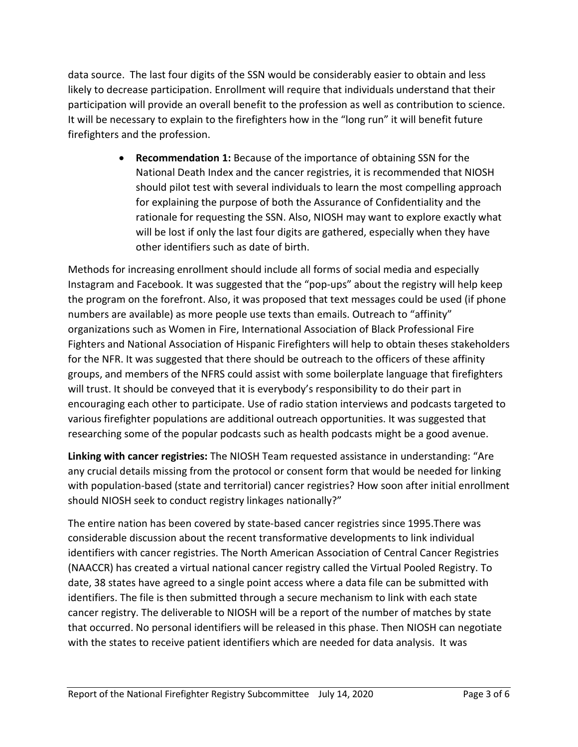data source. The last four digits of the SSN would be considerably easier to obtain and less likely to decrease participation. Enrollment will require that individuals understand that their participation will provide an overall benefit to the profession as well as contribution to science. It will be necessary to explain to the firefighters how in the "long run" it will benefit future firefighters and the profession.

- **Recommendation 1:** Because of the importance of obtaining SSN for the National Death Index and the cancer registries, it is recommended that NIOSH should pilot test with several individuals to learn the most compelling approach for explaining the purpose of both the Assurance of Confidentiality and the rationale for requesting the SSN. Also, NIOSH may want to explore exactly what will be lost if only the last four digits are gathered, especially when they have other identifiers such as date of birth.

Methods for increasing enrollment should include all forms of social media and especially Instagram and Facebook. It was suggested that the "pop-ups" about the registry will help keep the program on the forefront. Also, it was proposed that text messages could be used (if phone numbers are available) as more people use texts than emails. Outreach to "affinity" organizations such as Women in Fire, International Association of Black Professional Fire Fighters and National Association of Hispanic Firefighters will help to obtain theses stakeholders for the NFR. It was suggested that there should be outreach to the officers of these affinity groups, and members of the NFRS could assist with some boilerplate language that firefighters will trust. It should be conveyed that it is everybody's responsibility to do their part in encouraging each other to participate. Use of radio station interviews and podcasts targeted to various firefighter populations are additional outreach opportunities. It was suggested that researching some of the popular podcasts such as health podcasts might be a good avenue.

**Linking with cancer registries:** The NIOSH Team requested assistance in understanding: "Are any crucial details missing from the protocol or consent form that would be needed for linking with population-based (state and territorial) cancer registries? How soon after initial enrollment should NIOSH seek to conduct registry linkages nationally?"

The entire nation has been covered by state-based cancer registries since 1995.There was considerable discussion about the recent transformative developments to link individual identifiers with cancer registries. The North American Association of Central Cancer Registries (NAACCR) has created a virtual national cancer registry called the Virtual Pooled Registry. To date, 38 states have agreed to a single point access where a data file can be submitted with identifiers. The file is then submitted through a secure mechanism to link with each state cancer registry. The deliverable to NIOSH will be a report of the number of matches by state that occurred. No personal identifiers will be released in this phase. Then NIOSH can negotiate with the states to receive patient identifiers which are needed for data analysis. It was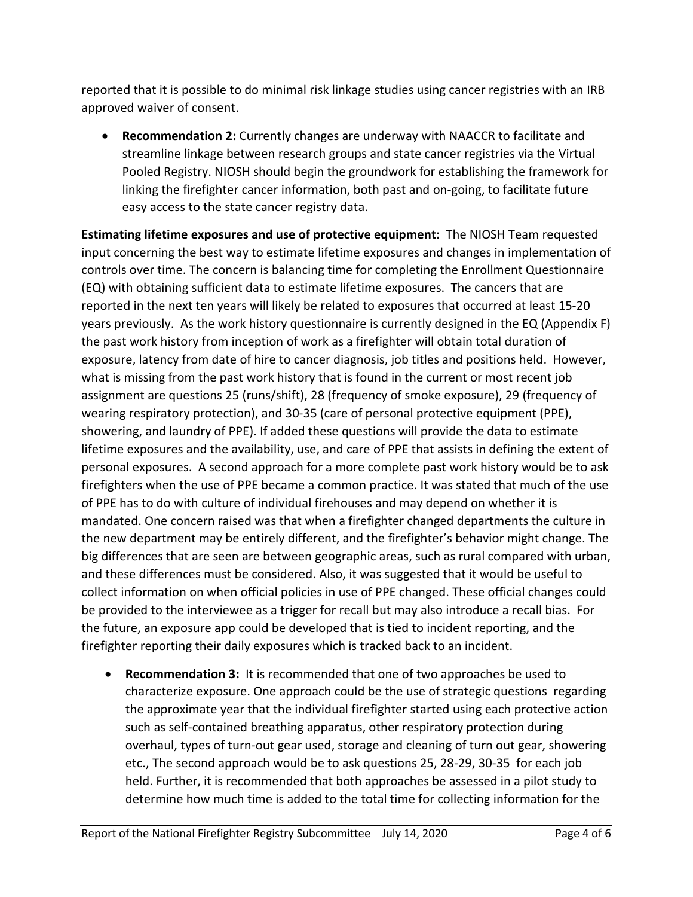reported that it is possible to do minimal risk linkage studies using cancer registries with an IRB approved waiver of consent.

- **Recommendation 2:** Currently changes are underway with NAACCR to facilitate and streamline linkage between research groups and state cancer registries via the Virtual Pooled Registry. NIOSH should begin the groundwork for establishing the framework for linking the firefighter cancer information, both past and on-going, to facilitate future easy access to the state cancer registry data.

**Estimating lifetime exposures and use of protective equipment:** The NIOSH Team requested input concerning the best way to estimate lifetime exposures and changes in implementation of controls over time. The concern is balancing time for completing the Enrollment Questionnaire (EQ) with obtaining sufficient data to estimate lifetime exposures. The cancers that are reported in the next ten years will likely be related to exposures that occurred at least 15-20 years previously. As the work history questionnaire is currently designed in the EQ (Appendix F) the past work history from inception of work as a firefighter will obtain total duration of exposure, latency from date of hire to cancer diagnosis, job titles and positions held. However, what is missing from the past work history that is found in the current or most recent job assignment are questions 25 (runs/shift), 28 (frequency of smoke exposure), 29 (frequency of wearing respiratory protection), and 30-35 (care of personal protective equipment (PPE), showering, and laundry of PPE). If added these questions will provide the data to estimate lifetime exposures and the availability, use, and care of PPE that assists in defining the extent of personal exposures. A second approach for a more complete past work history would be to ask firefighters when the use of PPE became a common practice. It was stated that much of the use of PPE has to do with culture of individual firehouses and may depend on whether it is mandated. One concern raised was that when a firefighter changed departments the culture in the new department may be entirely different, and the firefighter's behavior might change. The big differences that are seen are between geographic areas, such as rural compared with urban, and these differences must be considered. Also, it was suggested that it would be useful to collect information on when official policies in use of PPE changed. These official changes could be provided to the interviewee as a trigger for recall but may also introduce a recall bias. For the future, an exposure app could be developed that is tied to incident reporting, and the firefighter reporting their daily exposures which is tracked back to an incident.

- **Recommendation 3:** It is recommended that one of two approaches be used to characterize exposure. One approach could be the use of strategic questions regarding the approximate year that the individual firefighter started using each protective action such as self-contained breathing apparatus, other respiratory protection during overhaul, types of turn-out gear used, storage and cleaning of turn out gear, showering etc., The second approach would be to ask questions 25, 28-29, 30-35 for each job held. Further, it is recommended that both approaches be assessed in a pilot study to determine how much time is added to the total time for collecting information for the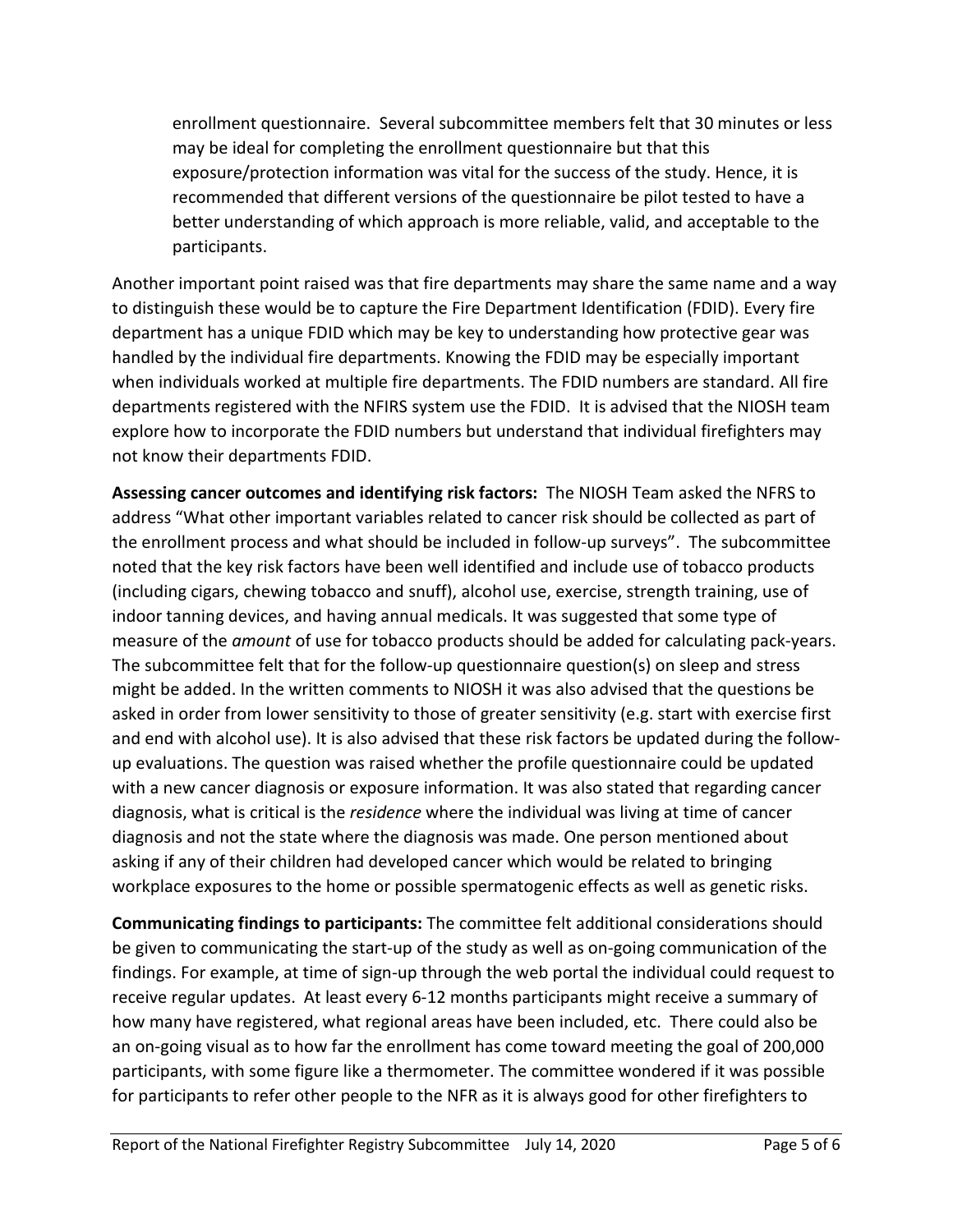enrollment questionnaire. Several subcommittee members felt that 30 minutes or less may be ideal for completing the enrollment questionnaire but that this exposure/protection information was vital for the success of the study. Hence, it is recommended that different versions of the questionnaire be pilot tested to have a better understanding of which approach is more reliable, valid, and acceptable to the participants.

Another important point raised was that fire departments may share the same name and a way to distinguish these would be to capture the Fire Department Identification (FDID). Every fire department has a unique FDID which may be key to understanding how protective gear was handled by the individual fire departments. Knowing the FDID may be especially important when individuals worked at multiple fire departments. The FDID numbers are standard. All fire departments registered with the NFIRS system use the FDID. It is advised that the NIOSH team explore how to incorporate the FDID numbers but understand that individual firefighters may not know their departments FDID.

**Assessing cancer outcomes and identifying risk factors:** The NIOSH Team asked the NFRS to address "What other important variables related to cancer risk should be collected as part of the enrollment process and what should be included in follow-up surveys". The subcommittee noted that the key risk factors have been well identified and include use of tobacco products (including cigars, chewing tobacco and snuff), alcohol use, exercise, strength training, use of indoor tanning devices, and having annual medicals. It was suggested that some type of measure of the *amount* of use for tobacco products should be added for calculating pack-years. The subcommittee felt that for the follow-up questionnaire question(s) on sleep and stress might be added. In the written comments to NIOSH it was also advised that the questions be asked in order from lower sensitivity to those of greater sensitivity (e.g. start with exercise first and end with alcohol use). It is also advised that these risk factors be updated during the follow-up evaluations. The question was raised whether the profile questionnaire could be updated with a new cancer diagnosis or exposure information. It was also stated that regarding cancer diagnosis, what is critical is the *residence* where the individual was living at time of cancer diagnosis and not the state where the diagnosis was made. One person mentioned about asking if any of their children had developed cancer which would be related to bringing workplace exposures to the home or possible spermatogenic effects as well as genetic risks.

**Communicating findings to participants:** The committee felt additional considerations should be given to communicating the start-up of the study as well as on-going communication of the findings. For example, at time of sign-up through the web portal the individual could request to receive regular updates. At least every 6-12 months participants might receive a summary of how many have registered, what regional areas have been included, etc. There could also be an on-going visual as to how far the enrollment has come toward meeting the goal of 200,000 participants, with some figure like a thermometer. The committee wondered if it was possible for participants to refer other people to the NFR as it is always good for other firefighters to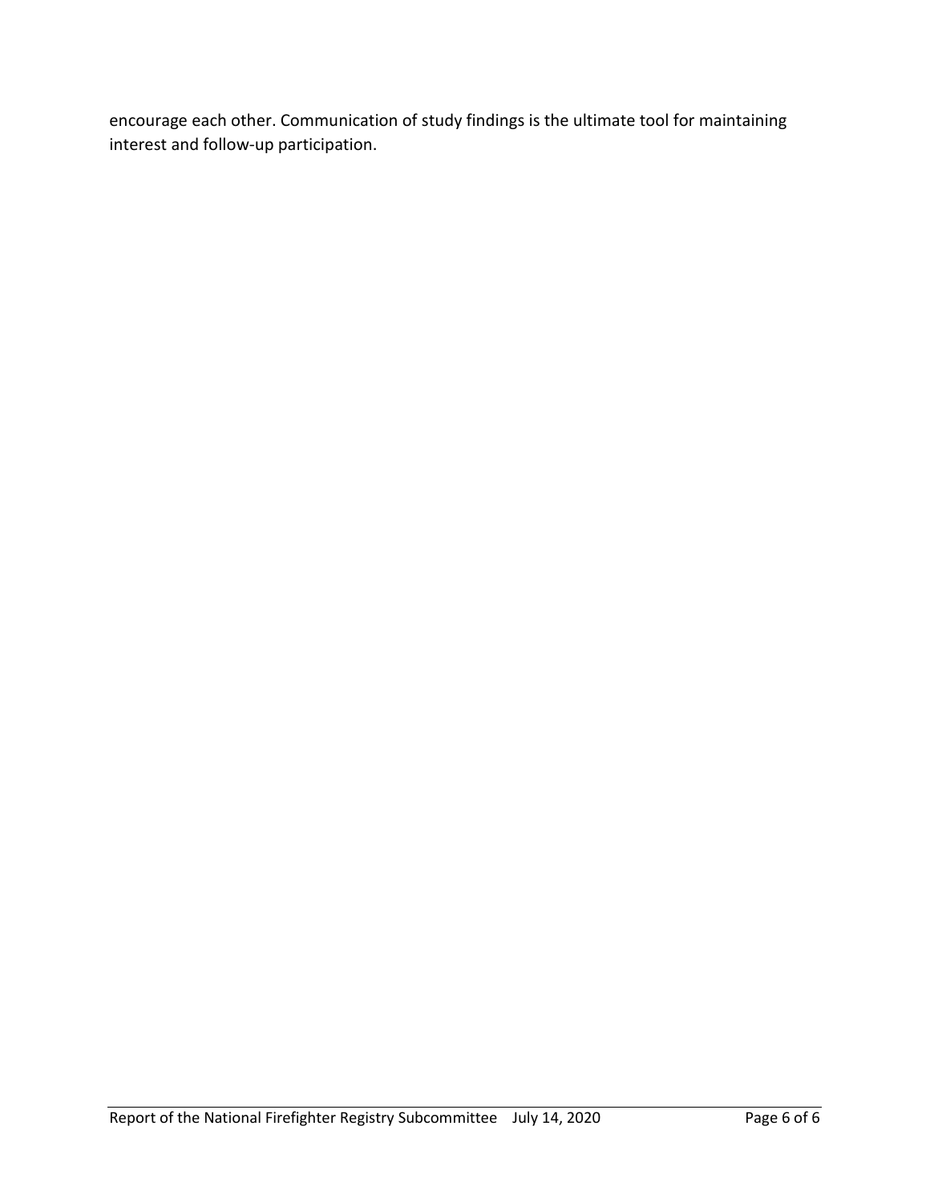encourage each other. Communication of study findings is the ultimate tool for maintaining interest and follow-up participation.